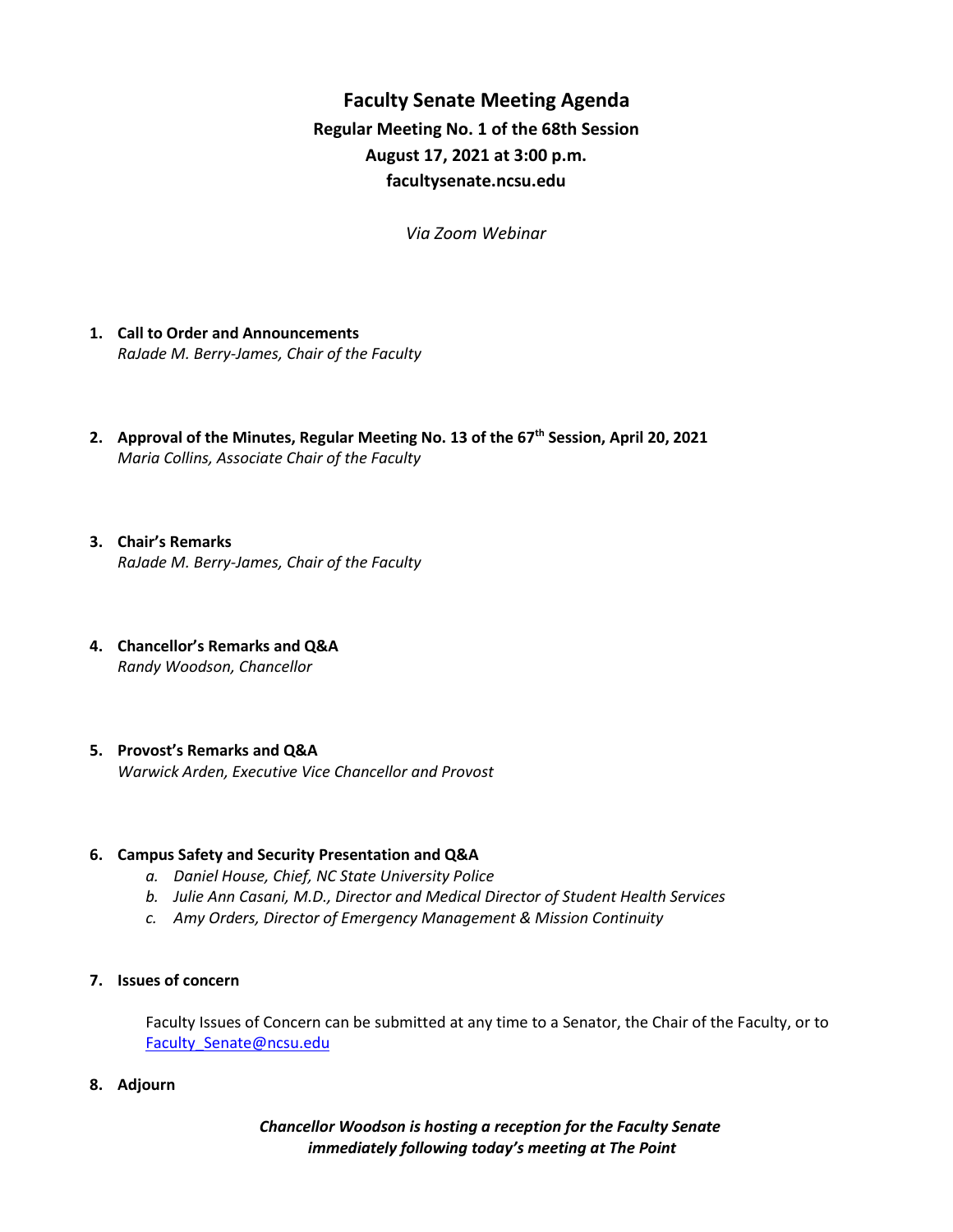# Faculty Senate Meeting Agenda

## Regular Meeting No. 1 of the 68th Session

## August 17, 2021 at 3:00 p.m.

## facultysenate.ncsu.edu

*Via Zoom Webinar*

1. **Call to Order and Announcements**
   *RaJade M. Berry-James, Chair of the Faculty*

2. **Approval of the Minutes, Regular Meeting No. 13 of the 67th Session, April 20, 2021**
   *Maria Collins, Associate Chair of the Faculty*

3. **Chair's Remarks**
   *RaJade M. Berry-James, Chair of the Faculty*

4. **Chancellor's Remarks and Q&A**
   *Randy Woodson, Chancellor*

5. **Provost's Remarks and Q&A**
   *Warwick Arden, Executive Vice Chancellor and Provost*

6. **Campus Safety and Security Presentation and Q&A**
   a. *Daniel House, Chief, NC State University Police*
   b. *Julie Ann Casani, M.D., Director and Medical Director of Student Health Services*
   c. *Amy Orders, Director of Emergency Management & Mission Continuity*

7. **Issues of concern**

   Faculty Issues of Concern can be submitted at any time to a Senator, the Chair of the Faculty, or to Faculty_Senate@ncsu.edu

8. **Adjourn**

***Chancellor Woodson is hosting a reception for the Faculty Senate immediately following today's meeting at The Point***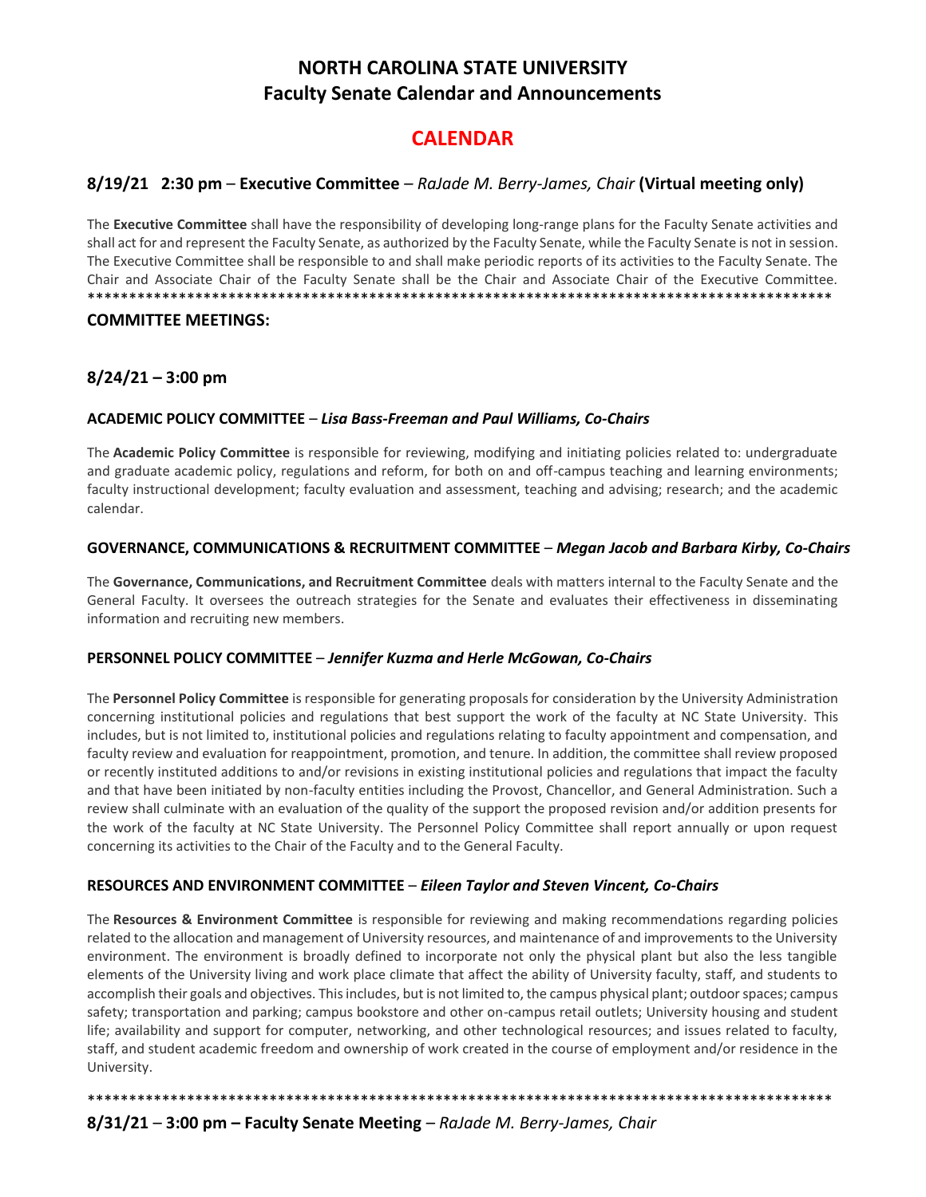# NORTH CAROLINA STATE UNIVERSITY
## Faculty Senate Calendar and Announcements

## CALENDAR

### 8/19/21 2:30 pm – Executive Committee – *RaJade M. Berry-James, Chair* (Virtual meeting only)

The **Executive Committee** shall have the responsibility of developing long-range plans for the Faculty Senate activities and shall act for and represent the Faculty Senate, as authorized by the Faculty Senate, while the Faculty Senate is not in session. The Executive Committee shall be responsible to and shall make periodic reports of its activities to the Faculty Senate. The Chair and Associate Chair of the Faculty Senate shall be the Chair and Associate Chair of the Executive Committee.
*******************************************************************************************

### COMMITTEE MEETINGS:

### 8/24/21 – 3:00 pm

**ACADEMIC POLICY COMMITTEE** – ***Lisa Bass-Freeman and Paul Williams, Co-Chairs***

The **Academic Policy Committee** is responsible for reviewing, modifying and initiating policies related to: undergraduate and graduate academic policy, regulations and reform, for both on and off-campus teaching and learning environments; faculty instructional development; faculty evaluation and assessment, teaching and advising; research; and the academic calendar.

**GOVERNANCE, COMMUNICATIONS & RECRUITMENT COMMITTEE** – ***Megan Jacob and Barbara Kirby, Co-Chairs***

The **Governance, Communications, and Recruitment Committee** deals with matters internal to the Faculty Senate and the General Faculty. It oversees the outreach strategies for the Senate and evaluates their effectiveness in disseminating information and recruiting new members.

**PERSONNEL POLICY COMMITTEE** – ***Jennifer Kuzma and Herle McGowan, Co-Chairs***

The **Personnel Policy Committee** is responsible for generating proposals for consideration by the University Administration concerning institutional policies and regulations that best support the work of the faculty at NC State University. This includes, but is not limited to, institutional policies and regulations relating to faculty appointment and compensation, and faculty review and evaluation for reappointment, promotion, and tenure. In addition, the committee shall review proposed or recently instituted additions to and/or revisions in existing institutional policies and regulations that impact the faculty and that have been initiated by non-faculty entities including the Provost, Chancellor, and General Administration. Such a review shall culminate with an evaluation of the quality of the support the proposed revision and/or addition presents for the work of the faculty at NC State University. The Personnel Policy Committee shall report annually or upon request concerning its activities to the Chair of the Faculty and to the General Faculty.

**RESOURCES AND ENVIRONMENT COMMITTEE** – ***Eileen Taylor and Steven Vincent, Co-Chairs***

The **Resources & Environment Committee** is responsible for reviewing and making recommendations regarding policies related to the allocation and management of University resources, and maintenance of and improvements to the University environment. The environment is broadly defined to incorporate not only the physical plant but also the less tangible elements of the University living and work place climate that affect the ability of University faculty, staff, and students to accomplish their goals and objectives. This includes, but is not limited to, the campus physical plant; outdoor spaces; campus safety; transportation and parking; campus bookstore and other on-campus retail outlets; University housing and student life; availability and support for computer, networking, and other technological resources; and issues related to faculty, staff, and student academic freedom and ownership of work created in the course of employment and/or residence in the University.

*******************************************************************************************

### 8/31/21 – 3:00 pm – Faculty Senate Meeting – *RaJade M. Berry-James, Chair*